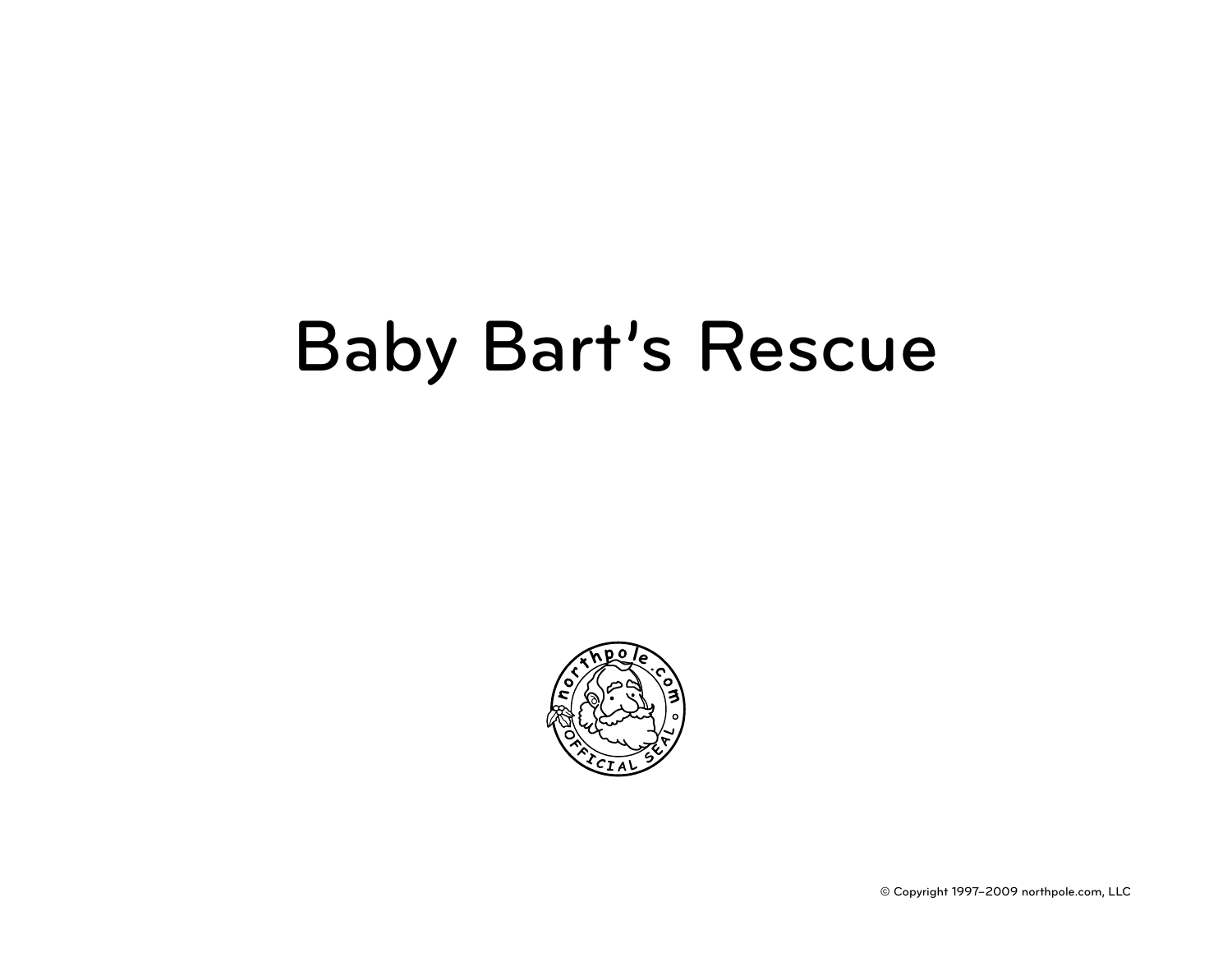# Baby Bart's Rescue

© Copyright 1997–2009 northpole.com, LLC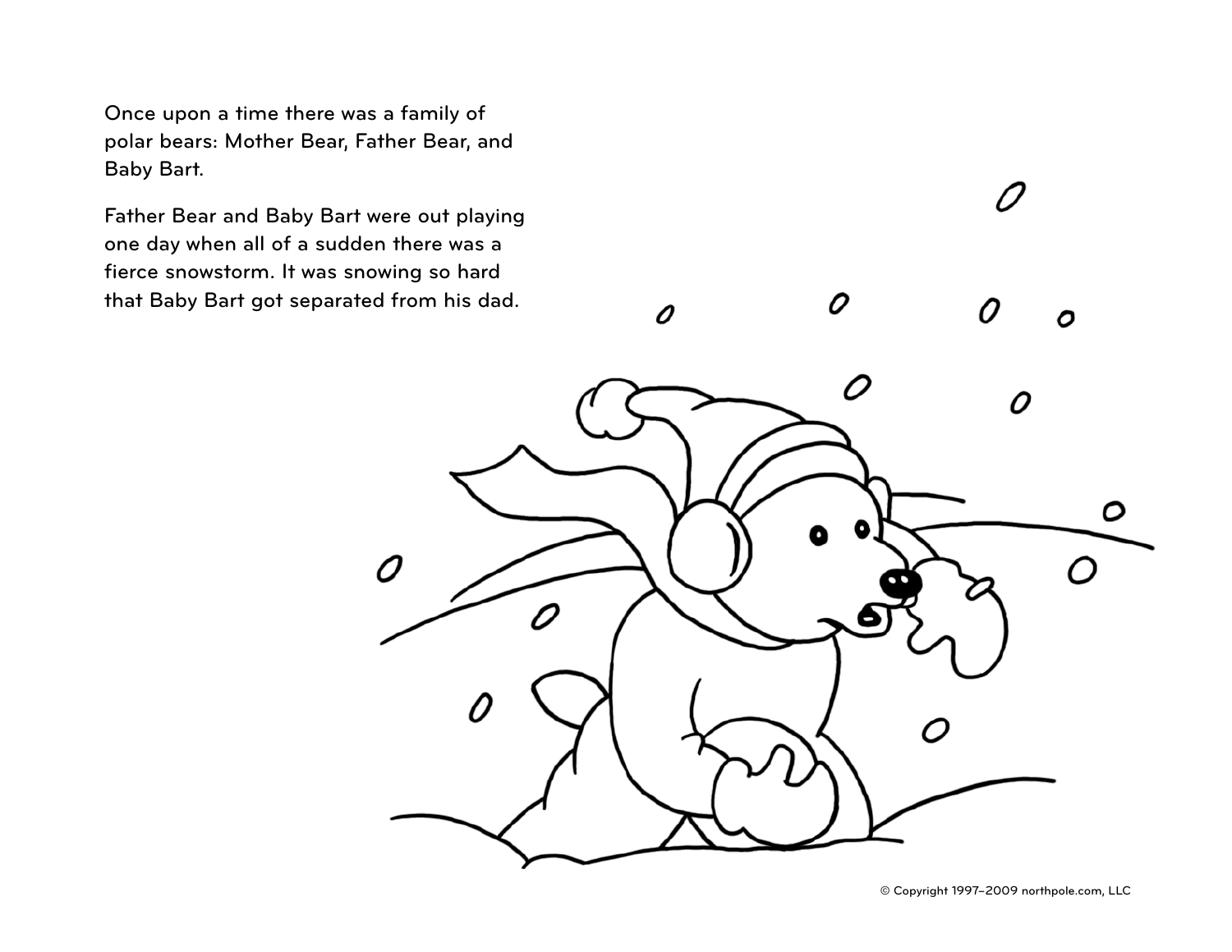Once upon a time there was a family of polar bears: Mother Bear, Father Bear, and Baby Bart.

Father Bear and Baby Bart were out playing one day when all of a sudden there was a fierce snowstorm. It was snowing so hard that Baby Bart got separated from his dad.

© Copyright 1997–2009 northpole.com, LLC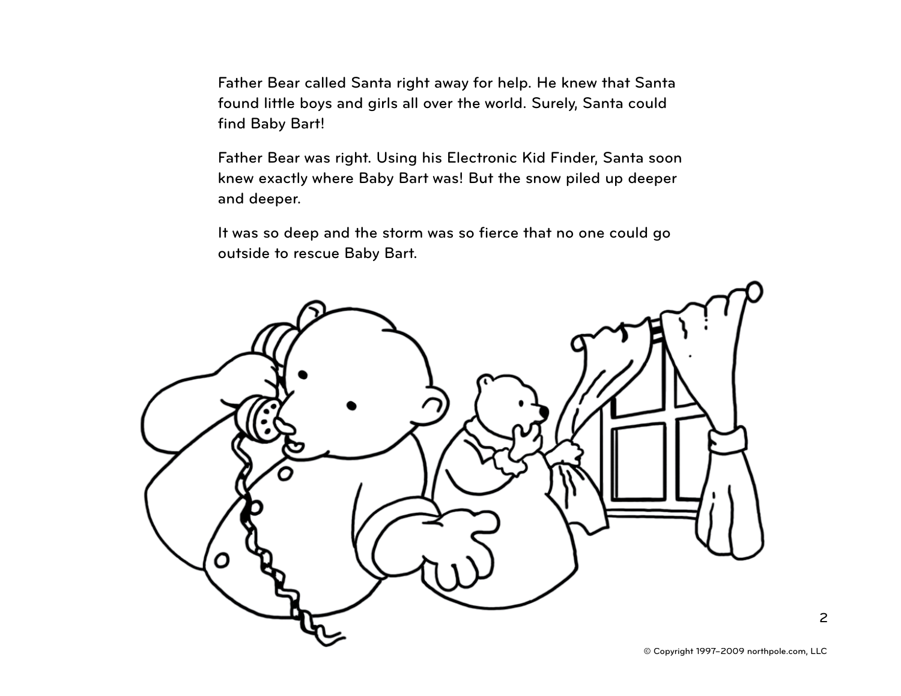Father Bear called Santa right away for help. He knew that Santa found little boys and girls all over the world. Surely, Santa could find Baby Bart!

Father Bear was right. Using his Electronic Kid Finder, Santa soon knew exactly where Baby Bart was! But the snow piled up deeper and deeper.

It was so deep and the storm was so fierce that no one could go outside to rescue Baby Bart.

© Copyright 1997–2009 northpole.com, LLC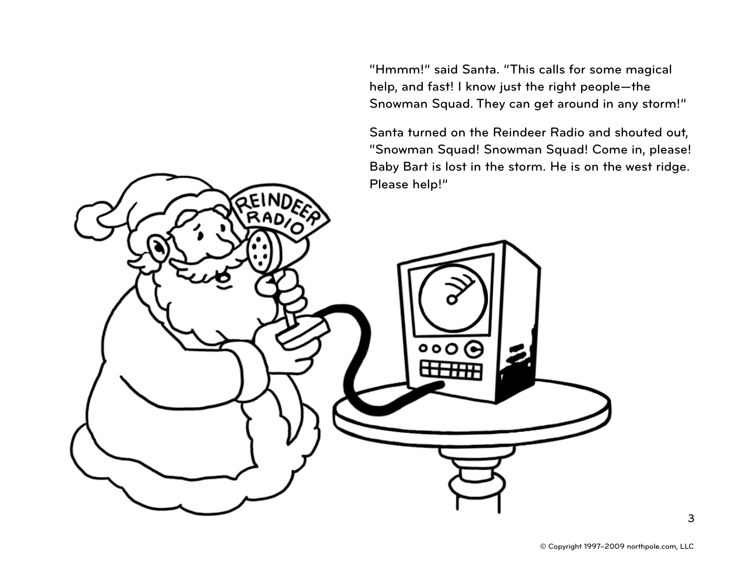"Hmmm!" said Santa. "This calls for some magical help, and fast! I know just the right people—the Snowman Squad. They can get around in any storm!"

Santa turned on the Reindeer Radio and shouted out, "Snowman Squad! Snowman Squad! Come in, please! Baby Bart is lost in the storm. He is on the west ridge. Please help!"

© Copyright 1997–2009 northpole.com, LLC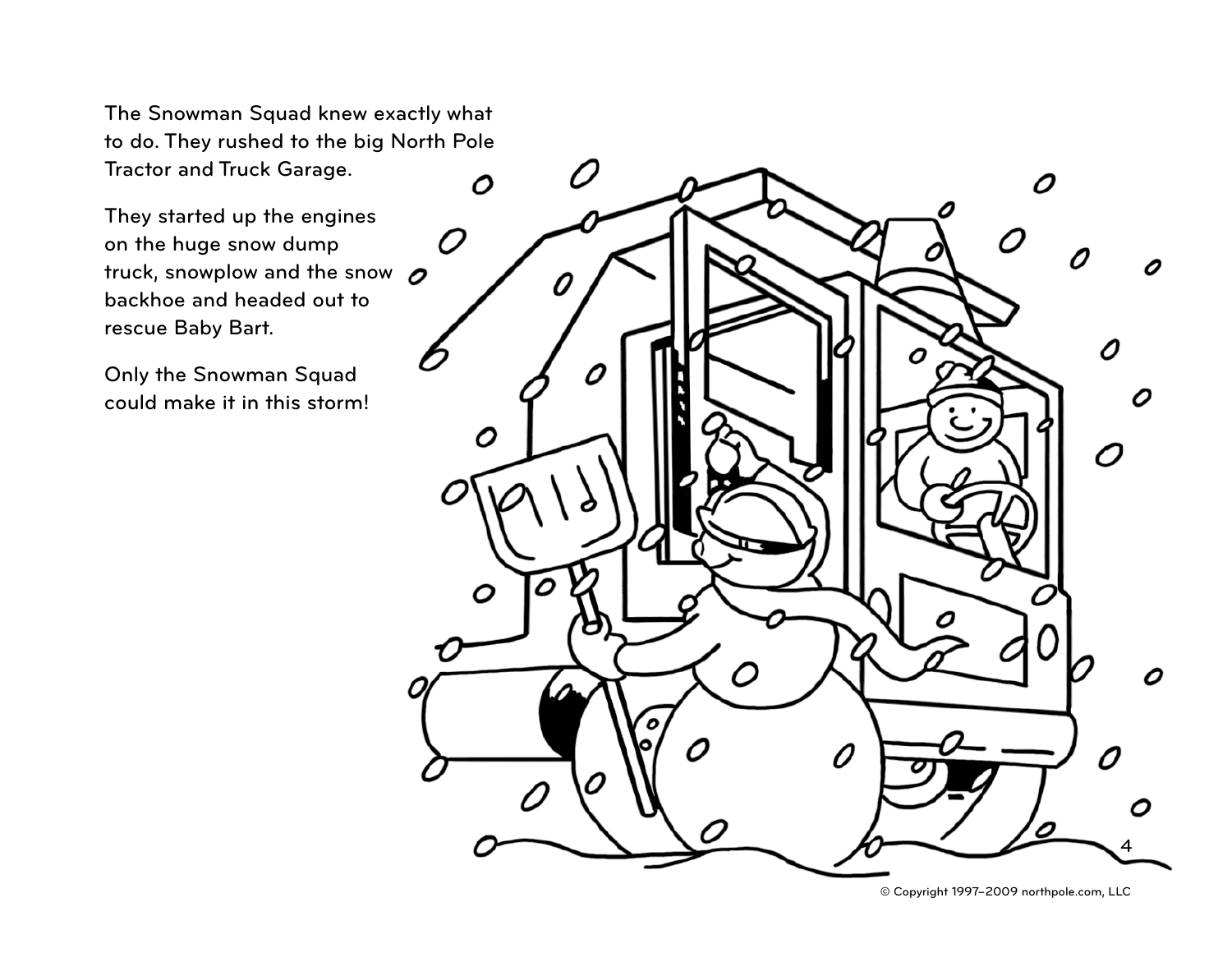The Snowman Squad knew exactly what to do. They rushed to the big North Pole Tractor and Truck Garage.

They started up the engines on the huge snow dump truck, snowplow and the snow backhoe and headed out to rescue Baby Bart.

Only the Snowman Squad could make it in this storm!

© Copyright 1997–2009 northpole.com, LLC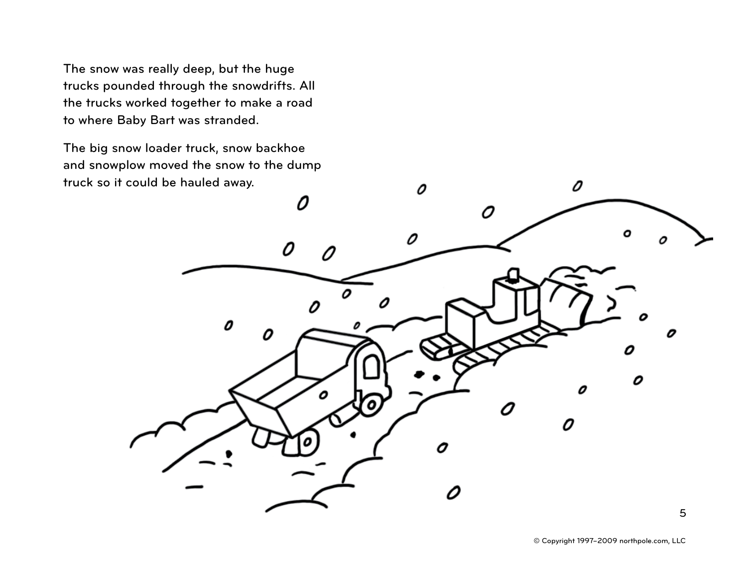The snow was really deep, but the huge trucks pounded through the snowdrifts. All the trucks worked together to make a road to where Baby Bart was stranded.

The big snow loader truck, snow backhoe and snowplow moved the snow to the dump truck so it could be hauled away.

© Copyright 1997–2009 northpole.com, LLC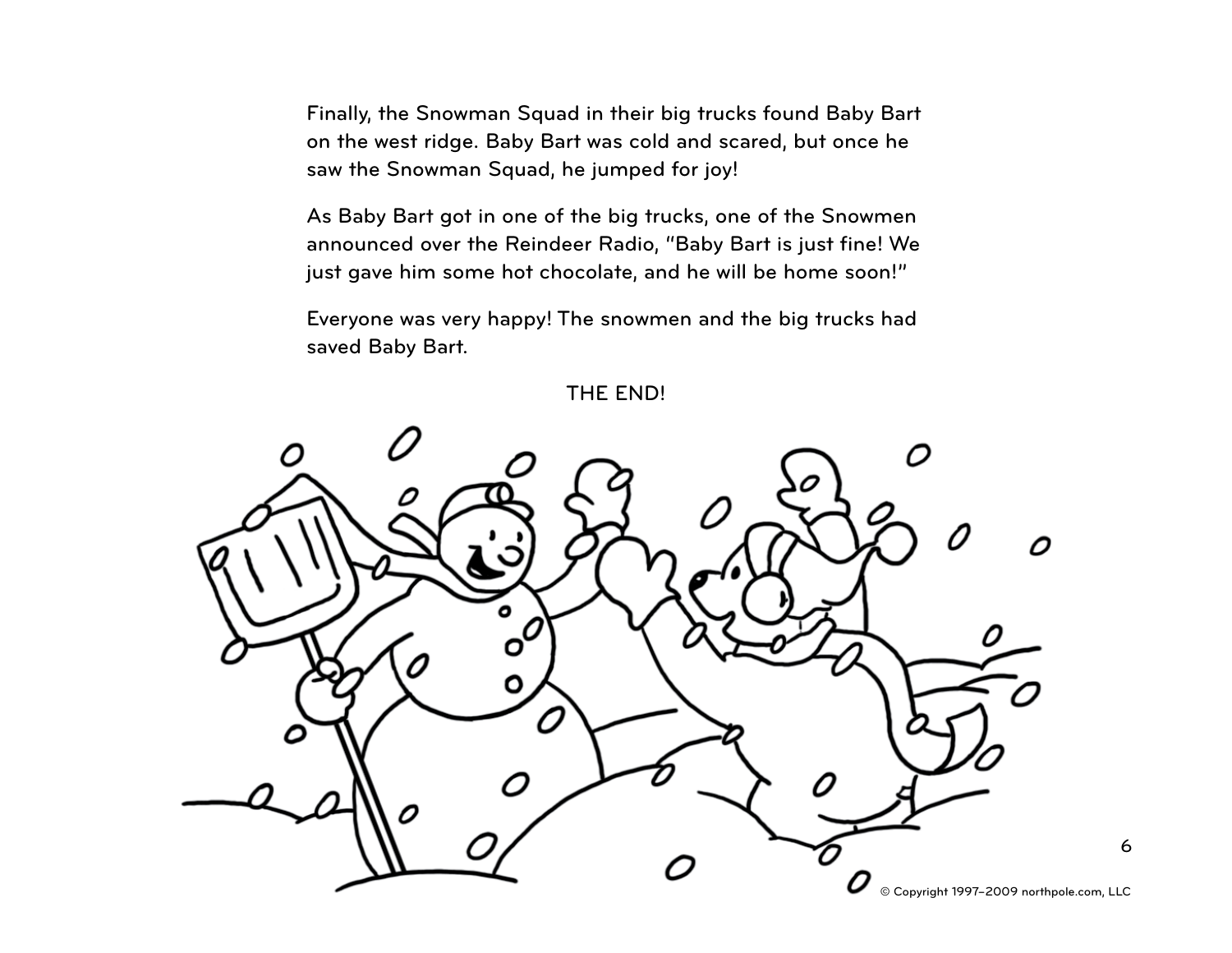Finally, the Snowman Squad in their big trucks found Baby Bart on the west ridge. Baby Bart was cold and scared, but once he saw the Snowman Squad, he jumped for joy!

As Baby Bart got in one of the big trucks, one of the Snowmen announced over the Reindeer Radio, "Baby Bart is just fine! We just gave him some hot chocolate, and he will be home soon!"

Everyone was very happy! The snowmen and the big trucks had saved Baby Bart.

THE END!

© Copyright 1997–2009 northpole.com, LLC